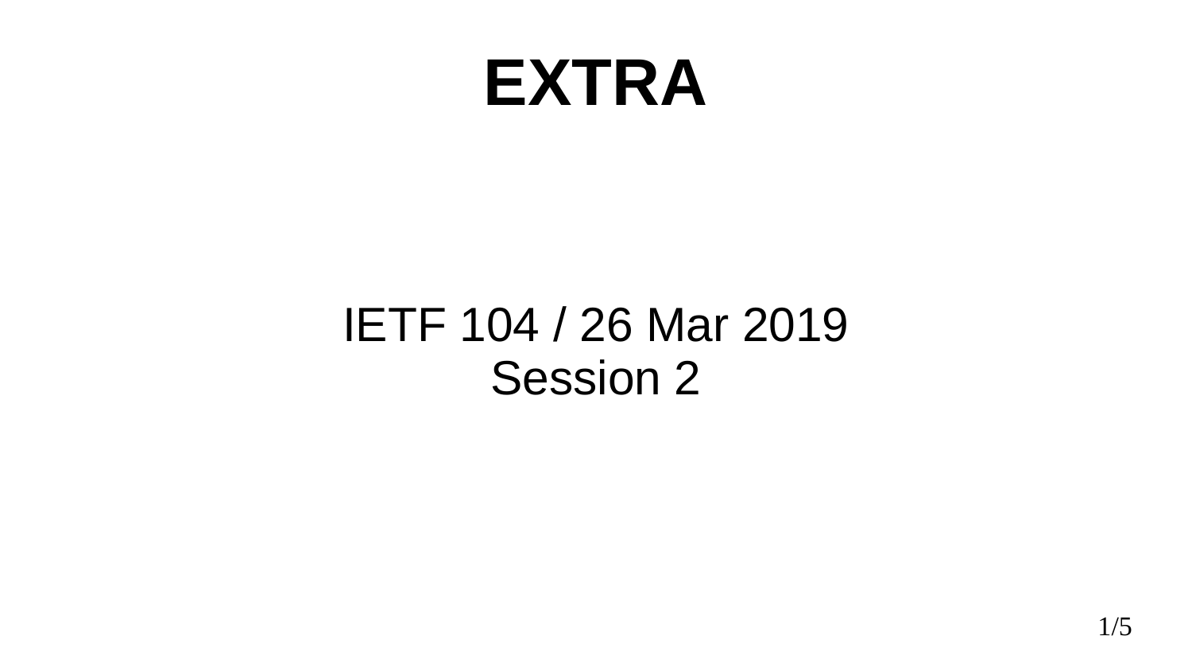# EXTRA

IETF 104 / 26 Mar 2019
Session 2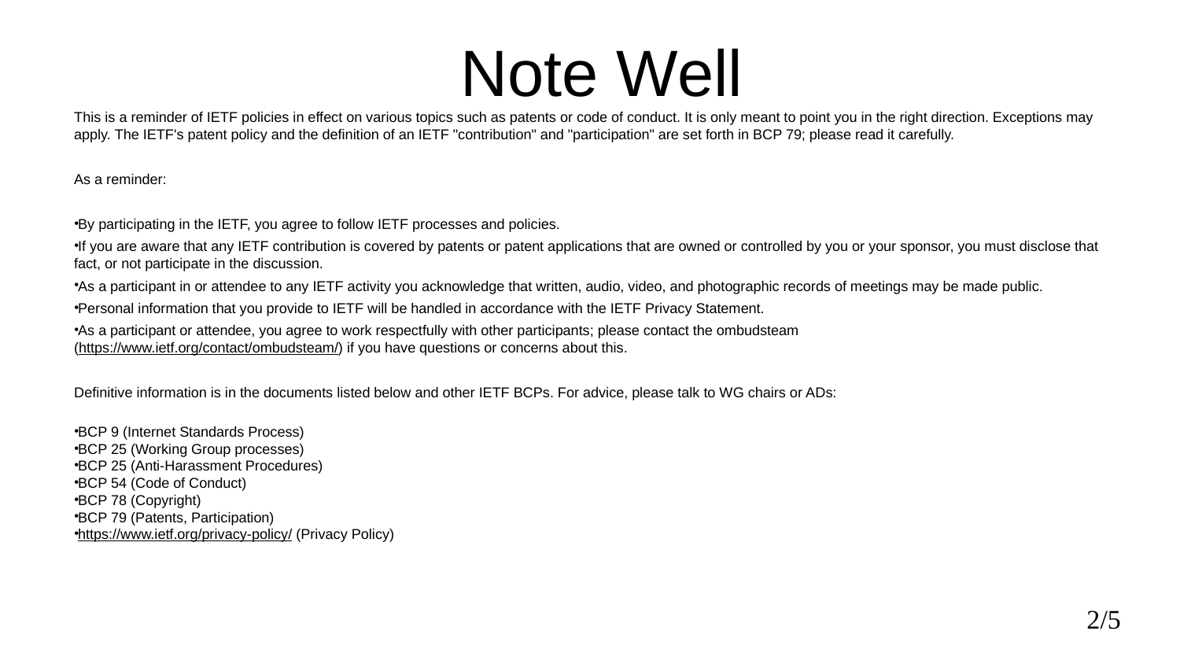# Note Well

This is a reminder of IETF policies in effect on various topics such as patents or code of conduct. It is only meant to point you in the right direction. Exceptions may apply. The IETF's patent policy and the definition of an IETF "contribution" and "participation" are set forth in BCP 79; please read it carefully.

As a reminder:

- By participating in the IETF, you agree to follow IETF processes and policies.
- If you are aware that any IETF contribution is covered by patents or patent applications that are owned or controlled by you or your sponsor, you must disclose that fact, or not participate in the discussion.
- As a participant in or attendee to any IETF activity you acknowledge that written, audio, video, and photographic records of meetings may be made public.
- Personal information that you provide to IETF will be handled in accordance with the IETF Privacy Statement.
- As a participant or attendee, you agree to work respectfully with other participants; please contact the ombudsteam (https://www.ietf.org/contact/ombudsteam/) if you have questions or concerns about this.

Definitive information is in the documents listed below and other IETF BCPs. For advice, please talk to WG chairs or ADs:

- BCP 9 (Internet Standards Process)
- BCP 25 (Working Group processes)
- BCP 25 (Anti-Harassment Procedures)
- BCP 54 (Code of Conduct)
- BCP 78 (Copyright)
- BCP 79 (Patents, Participation)
- https://www.ietf.org/privacy-policy/ (Privacy Policy)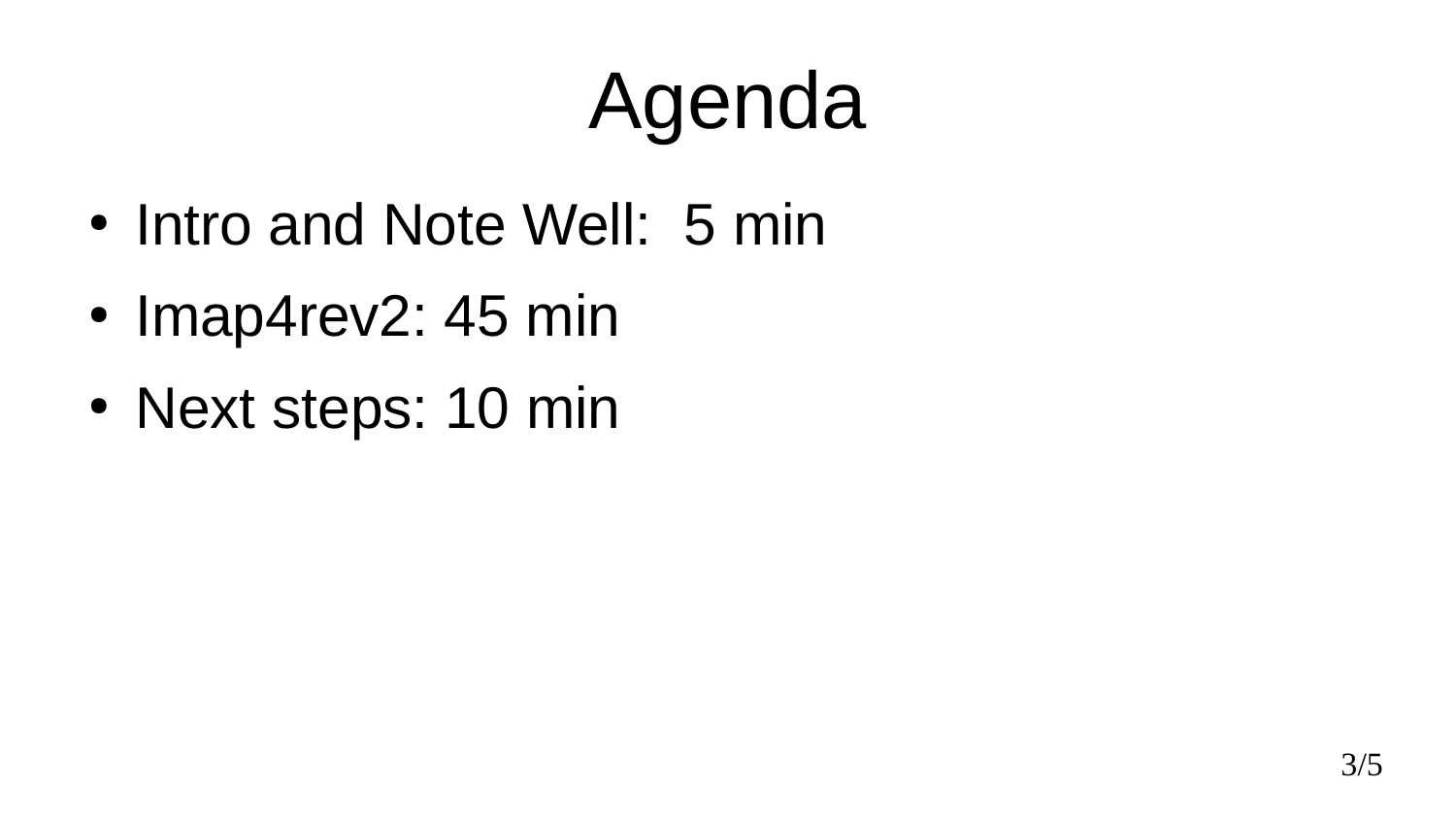# Agenda

- Intro and Note Well:  5 min
- Imap4rev2: 45 min
- Next steps: 10 min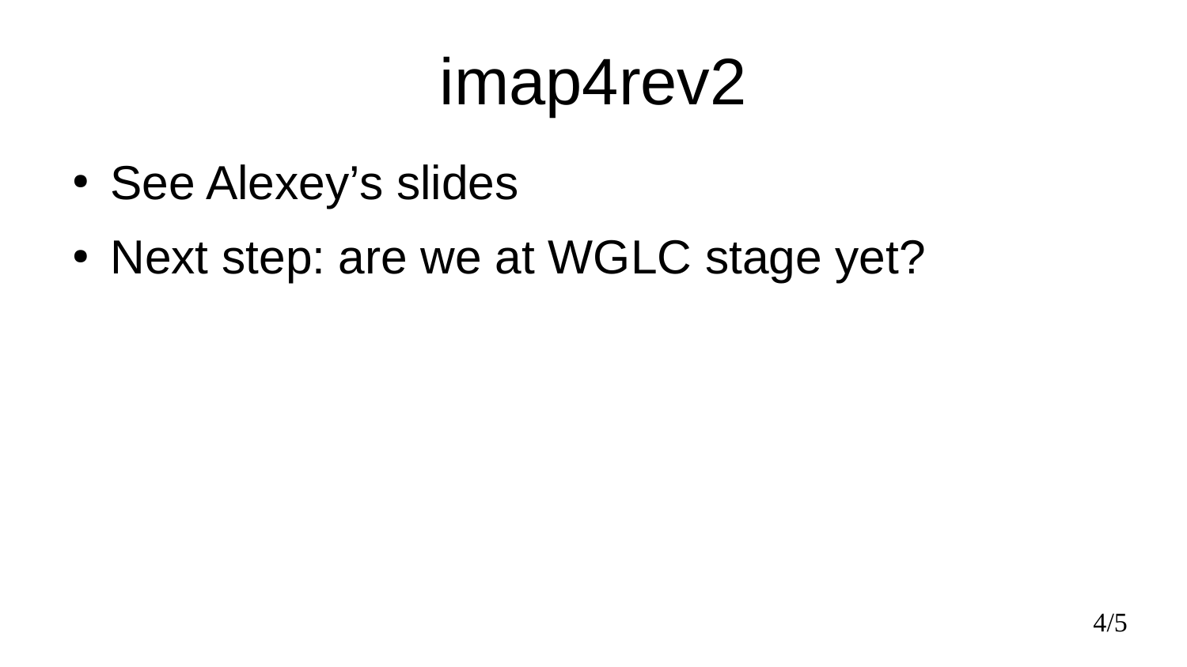# imap4rev2

- See Alexey’s slides
- Next step: are we at WGLC stage yet?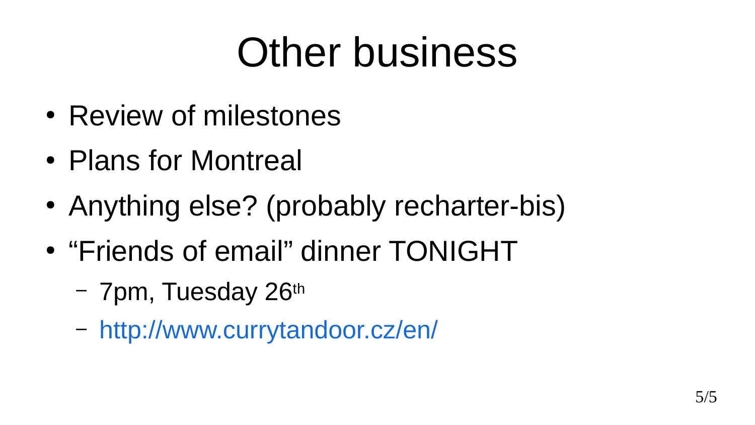# Other business

- Review of milestones
- Plans for Montreal
- Anything else? (probably recharter-bis)
- “Friends of email” dinner TONIGHT
  - 7pm, Tuesday 26th
  - http://www.currytandoor.cz/en/